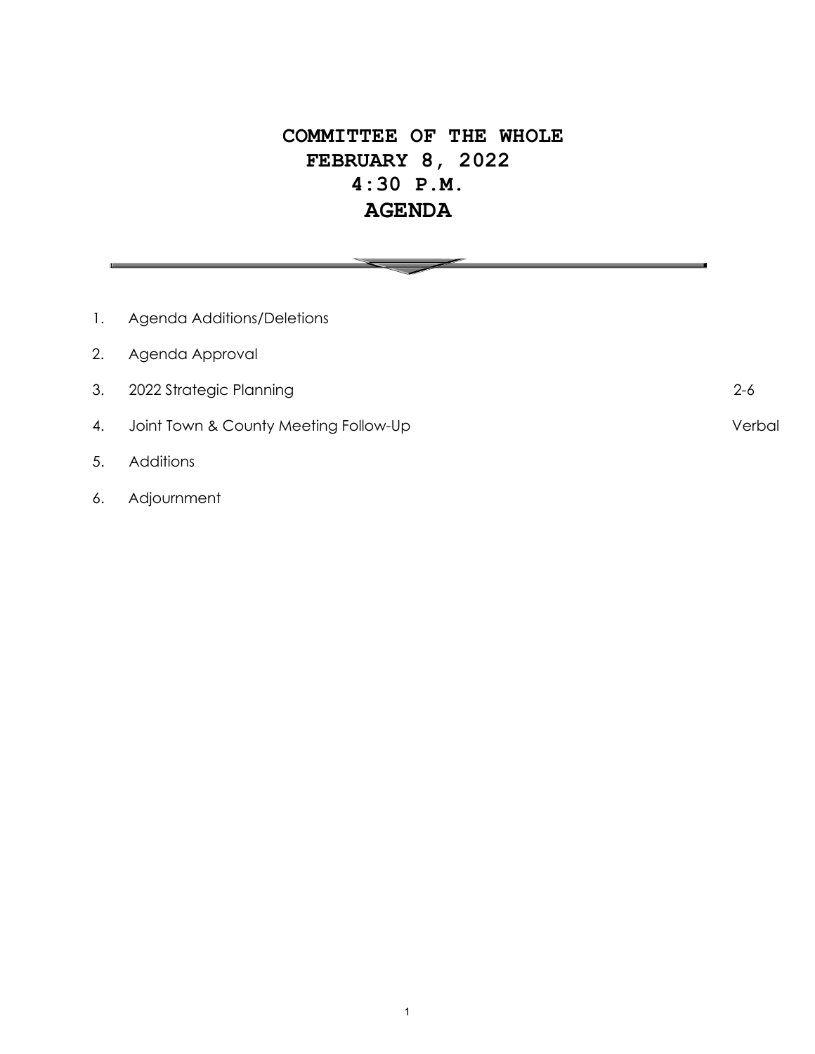# COMMITTEE OF THE WHOLE
# FEBRUARY 8, 2022
# 4:30 P.M.
# AGENDA

---

| | | |
|---|---|---|
| 1. | Agenda Additions/Deletions | |
| 2. | Agenda Approval | |
| 3. | 2022 Strategic Planning | 2-6 |
| 4. | Joint Town & County Meeting Follow-Up | Verbal |
| 5. | Additions | |
| 6. | Adjournment | |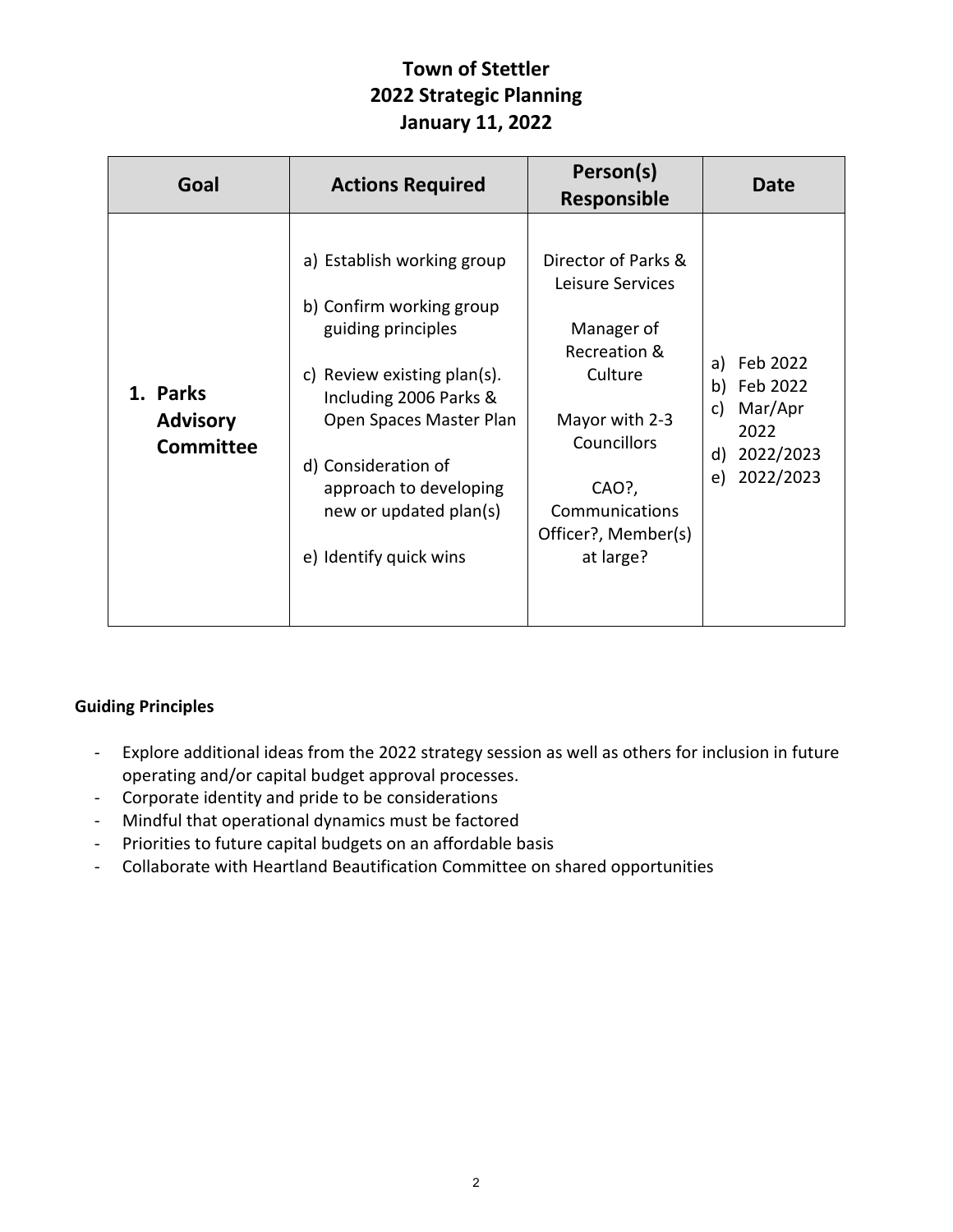# Town of Stettler
## 2022 Strategic Planning
### January 11, 2022

| Goal | Actions Required | Person(s) Responsible | Date |
|---|---|---|---|
| **1. Parks Advisory Committee** | a) Establish working group<br><br>b) Confirm working group guiding principles<br><br>c) Review existing plan(s). Including 2006 Parks & Open Spaces Master Plan<br><br>d) Consideration of approach to developing new or updated plan(s)<br><br>e) Identify quick wins | Director of Parks & Leisure Services<br><br>Manager of Recreation & Culture<br><br>Mayor with 2-3 Councillors<br><br>CAO?, Communications Officer?, Member(s) at large? | a) Feb 2022<br>b) Feb 2022<br>c) Mar/Apr 2022<br>d) 2022/2023<br>e) 2022/2023 |

**Guiding Principles**

- Explore additional ideas from the 2022 strategy session as well as others for inclusion in future operating and/or capital budget approval processes.
- Corporate identity and pride to be considerations
- Mindful that operational dynamics must be factored
- Priorities to future capital budgets on an affordable basis
- Collaborate with Heartland Beautification Committee on shared opportunities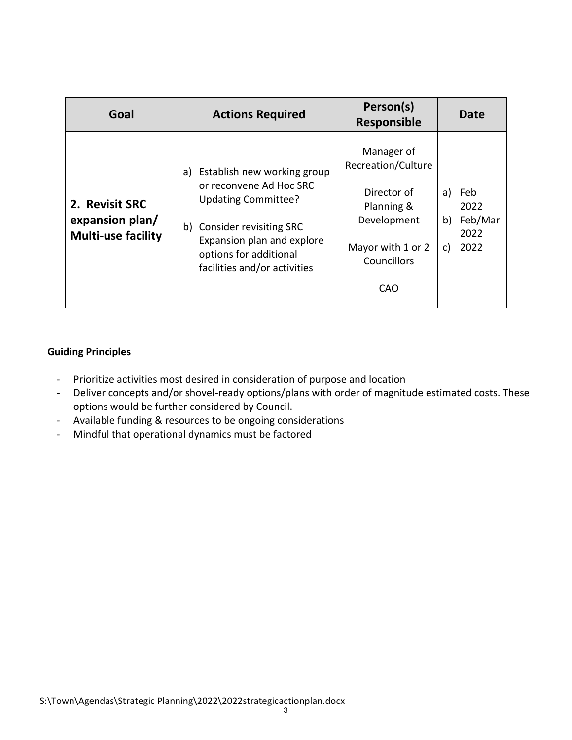| Goal | Actions Required | Person(s) Responsible | Date |
|---|---|---|---|
| **2. Revisit SRC expansion plan/ Multi-use facility** | a) Establish new working group or reconvene Ad Hoc SRC Updating Committee?<br><br>b) Consider revisiting SRC Expansion plan and explore options for additional facilities and/or activities | Manager of Recreation/Culture<br><br>Director of Planning & Development<br><br>Mayor with 1 or 2 Councillors<br><br>CAO | a) Feb 2022<br>b) Feb/Mar 2022<br>c) 2022 |

**Guiding Principles**

- Prioritize activities most desired in consideration of purpose and location
- Deliver concepts and/or shovel-ready options/plans with order of magnitude estimated costs. These options would be further considered by Council.
- Available funding & resources to be ongoing considerations
- Mindful that operational dynamics must be factored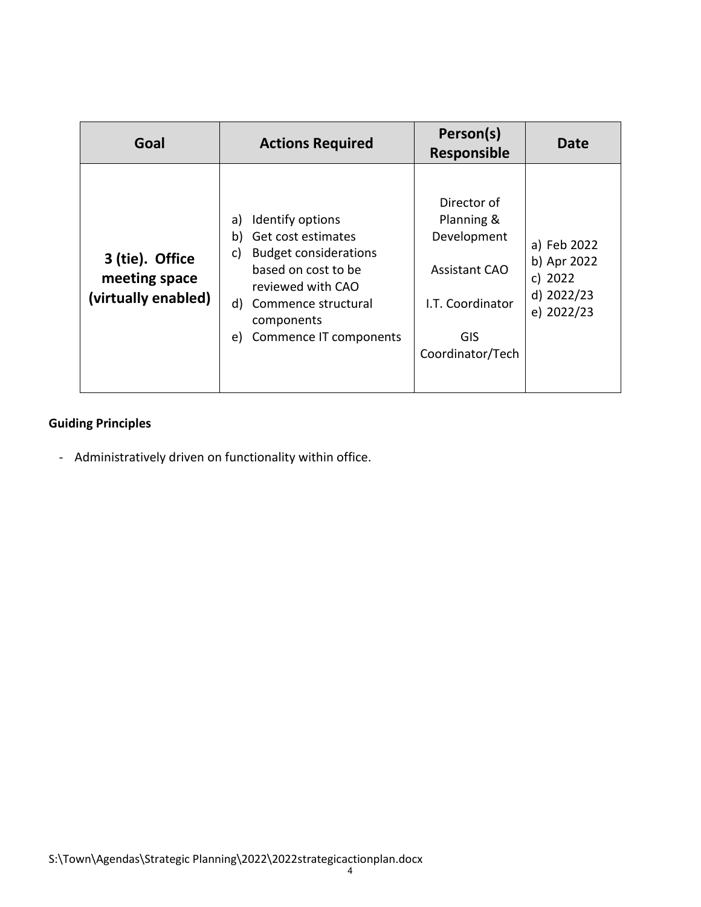| Goal | Actions Required | Person(s) Responsible | Date |
|---|---|---|---|
| **3 (tie). Office meeting space (virtually enabled)** | a) Identify options<br>b) Get cost estimates<br>c) Budget considerations based on cost to be reviewed with CAO<br>d) Commence structural components<br>e) Commence IT components | Director of Planning & Development<br><br>Assistant CAO<br><br>I.T. Coordinator<br><br>GIS Coordinator/Tech | a) Feb 2022<br>b) Apr 2022<br>c) 2022<br>d) 2022/23<br>e) 2022/23 |

**Guiding Principles**

- Administratively driven on functionality within office.

S:\Town\Agendas\Strategic Planning\2022\2022strategicactionplan.docx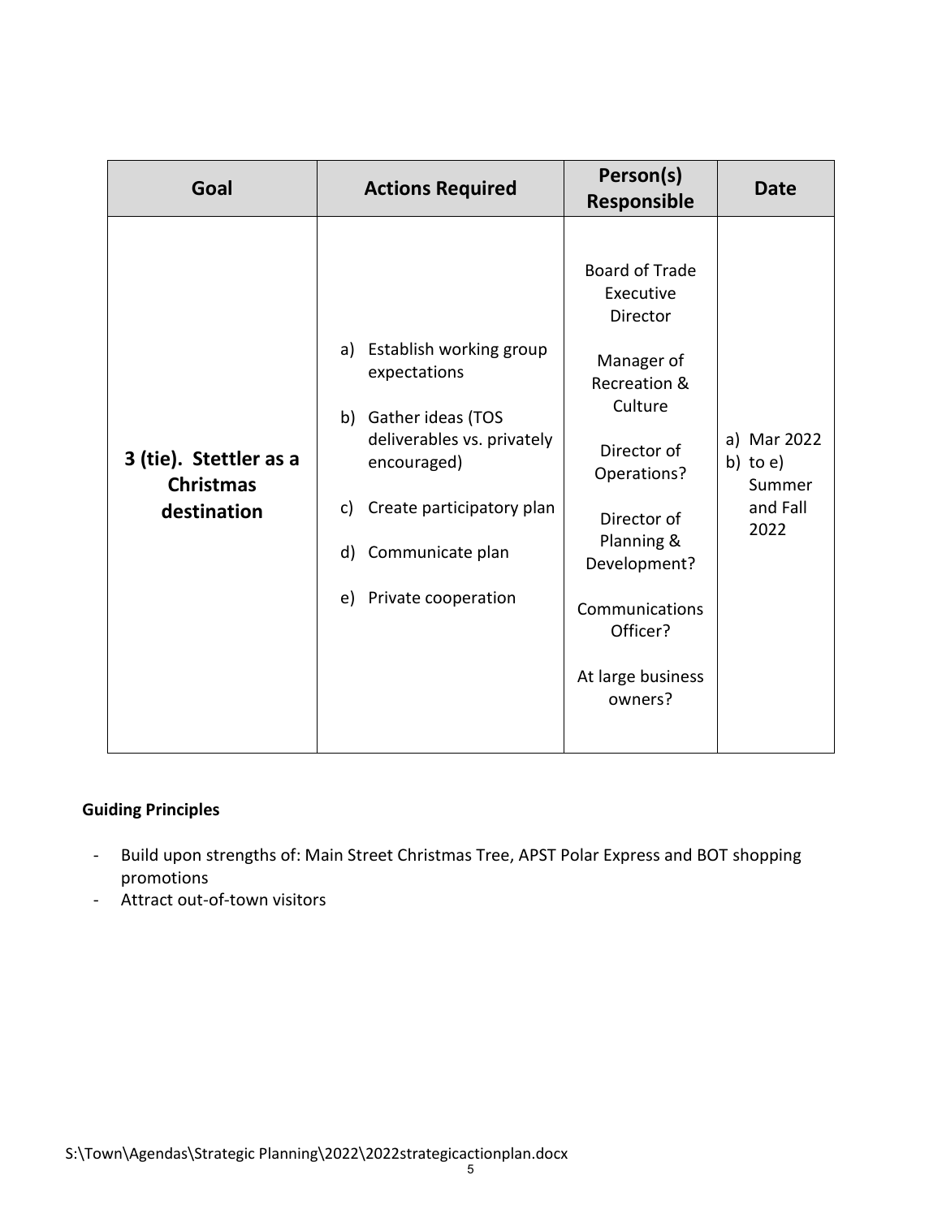| Goal | Actions Required | Person(s) Responsible | Date |
|---|---|---|---|
| **3 (tie). Stettler as a Christmas destination** | a) Establish working group expectations<br><br>b) Gather ideas (TOS deliverables vs. privately encouraged)<br><br>c) Create participatory plan<br><br>d) Communicate plan<br><br>e) Private cooperation | Board of Trade Executive Director<br><br>Manager of Recreation & Culture<br><br>Director of Operations?<br><br>Director of Planning & Development?<br><br>Communications Officer?<br><br>At large business owners? | a) Mar 2022<br>b) to e) Summer and Fall 2022 |

**Guiding Principles**

- Build upon strengths of: Main Street Christmas Tree, APST Polar Express and BOT shopping promotions
- Attract out-of-town visitors

S:\Town\Agendas\Strategic Planning\2022\2022strategicactionplan.docx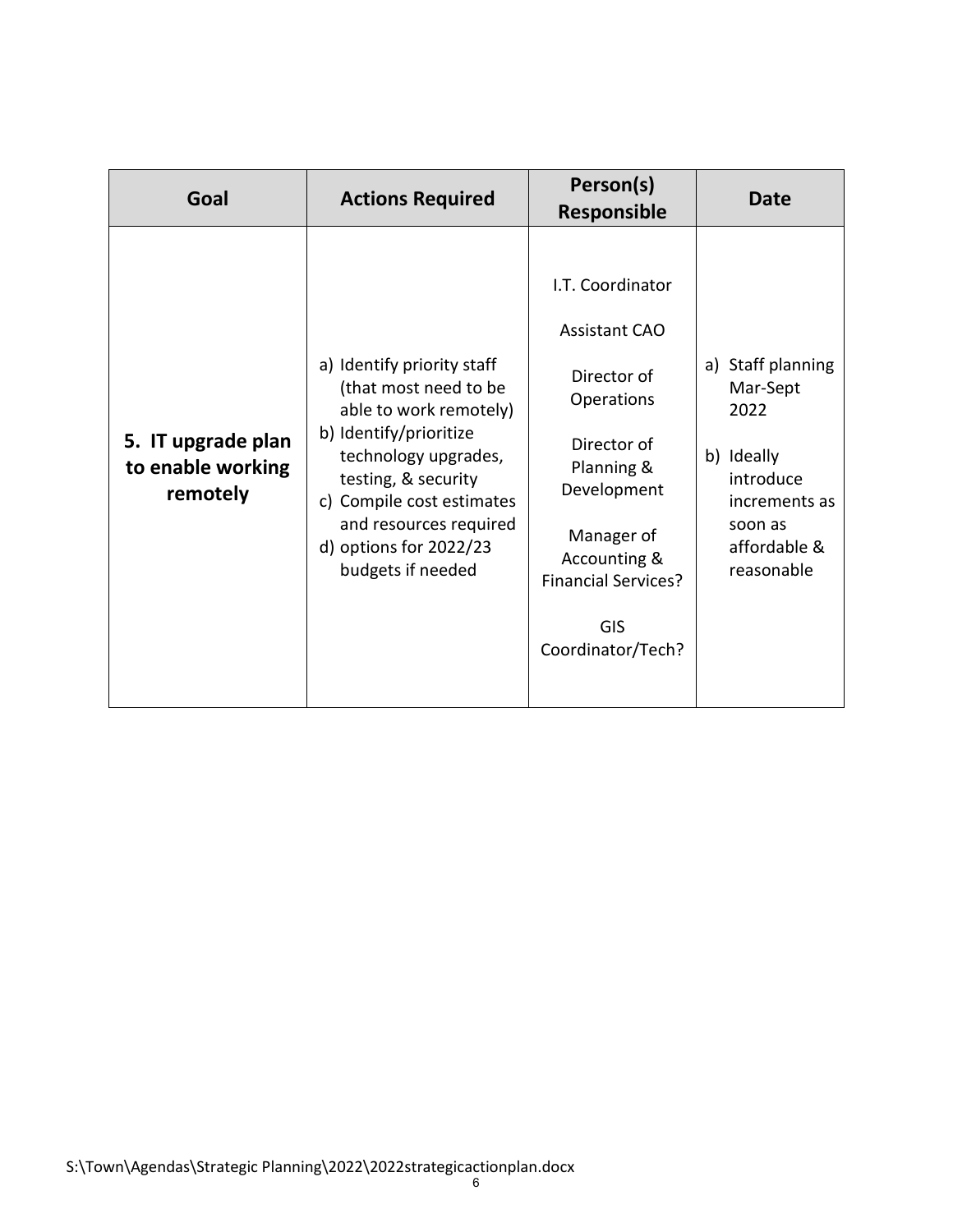| Goal | Actions Required | Person(s) Responsible | Date |
|---|---|---|---|
| **5. IT upgrade plan to enable working remotely** | a) Identify priority staff (that most need to be able to work remotely)<br>b) Identify/prioritize technology upgrades, testing, & security<br>c) Compile cost estimates and resources required<br>d) options for 2022/23 budgets if needed | I.T. Coordinator<br><br>Assistant CAO<br><br>Director of Operations<br><br>Director of Planning & Development<br><br>Manager of Accounting & Financial Services?<br><br>GIS Coordinator/Tech? | a) Staff planning Mar-Sept 2022<br><br>b) Ideally introduce increments as soon as affordable & reasonable |

S:\Town\Agendas\Strategic Planning\2022\2022strategicactionplan.docx